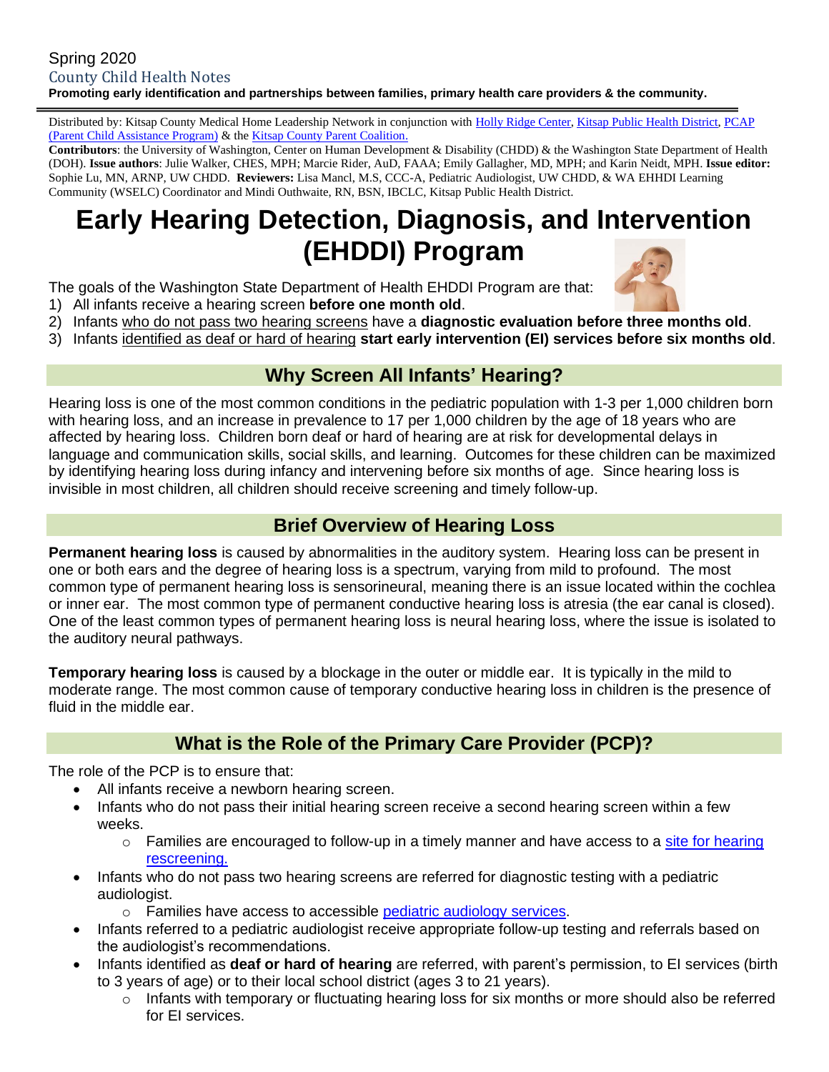Spring 2020

County Child Health Notes

**Promoting early identification and partnerships between families, primary health care providers & the community.**

Distributed by: Kitsap County Medical Home Leadership Network in conjunction with Holly Ridge Center, Kitsap Public Health District, PCAP (Parent Child Assistance Program) & the Kitsap County Parent Coalition.

**Contributors**: the University of Washington, Center on Human Development & Disability (CHDD) & the Washington State Department of Health (DOH). **Issue authors**: Julie Walker, CHES, MPH; Marcie Rider, AuD, FAAA; Emily Gallagher, MD, MPH; and Karin Neidt, MPH. **Issue editor:** Sophie Lu, MN, ARNP, UW CHDD. **Reviewers:** Lisa Mancl, M.S, CCC-A, Pediatric Audiologist, UW CHDD, & WA EHHDI Learning Community (WSELC) Coordinator and Mindi Outhwaite, RN, BSN, IBCLC, Kitsap Public Health District.

# Early Hearing Detection, Diagnosis, and Intervention (EHDDI) Program

The goals of the Washington State Department of Health EHDDI Program are that:

1) All infants receive a hearing screen **before one month old**.
2) Infants who do not pass two hearing screens have a **diagnostic evaluation before three months old**.
3) Infants identified as deaf or hard of hearing **start early intervention (EI) services before six months old**.

## Why Screen All Infants' Hearing?

Hearing loss is one of the most common conditions in the pediatric population with 1-3 per 1,000 children born with hearing loss, and an increase in prevalence to 17 per 1,000 children by the age of 18 years who are affected by hearing loss. Children born deaf or hard of hearing are at risk for developmental delays in language and communication skills, social skills, and learning. Outcomes for these children can be maximized by identifying hearing loss during infancy and intervening before six months of age. Since hearing loss is invisible in most children, all children should receive screening and timely follow-up.

## Brief Overview of Hearing Loss

**Permanent hearing loss** is caused by abnormalities in the auditory system. Hearing loss can be present in one or both ears and the degree of hearing loss is a spectrum, varying from mild to profound. The most common type of permanent hearing loss is sensorineural, meaning there is an issue located within the cochlea or inner ear. The most common type of permanent conductive hearing loss is atresia (the ear canal is closed). One of the least common types of permanent hearing loss is neural hearing loss, where the issue is isolated to the auditory neural pathways.

**Temporary hearing loss** is caused by a blockage in the outer or middle ear. It is typically in the mild to moderate range. The most common cause of temporary conductive hearing loss in children is the presence of fluid in the middle ear.

## What is the Role of the Primary Care Provider (PCP)?

The role of the PCP is to ensure that:

- All infants receive a newborn hearing screen.
- Infants who do not pass their initial hearing screen receive a second hearing screen within a few weeks.
  - Families are encouraged to follow-up in a timely manner and have access to a site for hearing rescreening.
- Infants who do not pass two hearing screens are referred for diagnostic testing with a pediatric audiologist.
  - Families have access to accessible pediatric audiology services.
- Infants referred to a pediatric audiologist receive appropriate follow-up testing and referrals based on the audiologist's recommendations.
- Infants identified as **deaf or hard of hearing** are referred, with parent's permission, to EI services (birth to 3 years of age) or to their local school district (ages 3 to 21 years).
  - Infants with temporary or fluctuating hearing loss for six months or more should also be referred for EI services.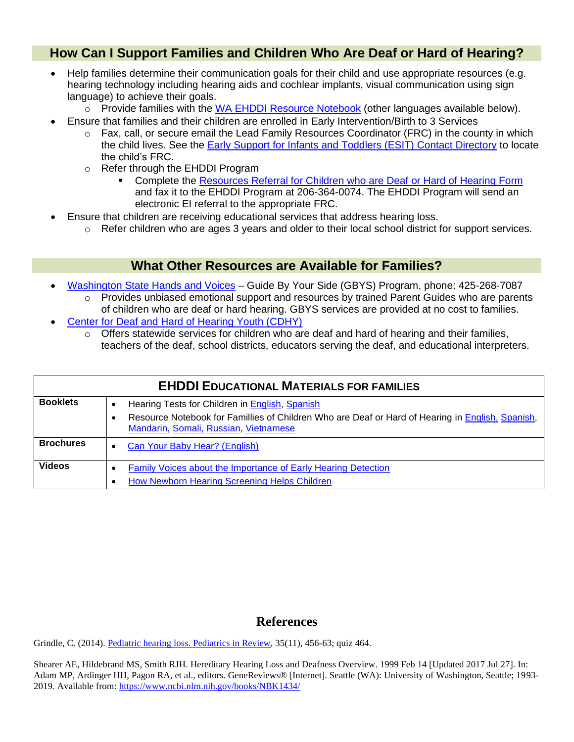## How Can I Support Families and Children Who Are Deaf or Hard of Hearing?

- Help families determine their communication goals for their child and use appropriate resources (e.g. hearing technology including hearing aids and cochlear implants, visual communication using sign language) to achieve their goals.
  - Provide families with the WA EHDDI Resource Notebook (other languages available below).
- Ensure that families and their children are enrolled in Early Intervention/Birth to 3 Services
  - Fax, call, or secure email the Lead Family Resources Coordinator (FRC) in the county in which the child lives. See the Early Support for Infants and Toddlers (ESIT) Contact Directory to locate the child's FRC.
  - Refer through the EHDDI Program
    - Complete the Resources Referral for Children who are Deaf or Hard of Hearing Form and fax it to the EHDDI Program at 206-364-0074. The EHDDI Program will send an electronic EI referral to the appropriate FRC.
- Ensure that children are receiving educational services that address hearing loss.
  - Refer children who are ages 3 years and older to their local school district for support services.

## What Other Resources are Available for Families?

- Washington State Hands and Voices – Guide By Your Side (GBYS) Program, phone: 425-268-7087
  - Provides unbiased emotional support and resources by trained Parent Guides who are parents of children who are deaf or hard hearing. GBYS services are provided at no cost to families.
- Center for Deaf and Hard of Hearing Youth (CDHY)
  - Offers statewide services for children who are deaf and hard of hearing and their families, teachers of the deaf, school districts, educators serving the deaf, and educational interpreters.

| EHDDI Educational Materials for Families | |
|---|---|
| **Booklets** | • Hearing Tests for Children in English, Spanish<br>• Resource Notebook for Famillies of Children Who are Deaf or Hard of Hearing in English, Spanish, Mandarin, Somali, Russian, Vietnamese |
| **Brochures** | • Can Your Baby Hear? (English) |
| **Videos** | • Family Voices about the Importance of Early Hearing Detection<br>• How Newborn Hearing Screening Helps Children |

## References

Grindle, C. (2014). Pediatric hearing loss. Pediatrics in Review, 35(11), 456-63; quiz 464.

Shearer AE, Hildebrand MS, Smith RJH. Hereditary Hearing Loss and Deafness Overview. 1999 Feb 14 [Updated 2017 Jul 27]. In: Adam MP, Ardinger HH, Pagon RA, et al., editors. GeneReviews® [Internet]. Seattle (WA): University of Washington, Seattle; 1993-2019. Available from: https://www.ncbi.nlm.nih.gov/books/NBK1434/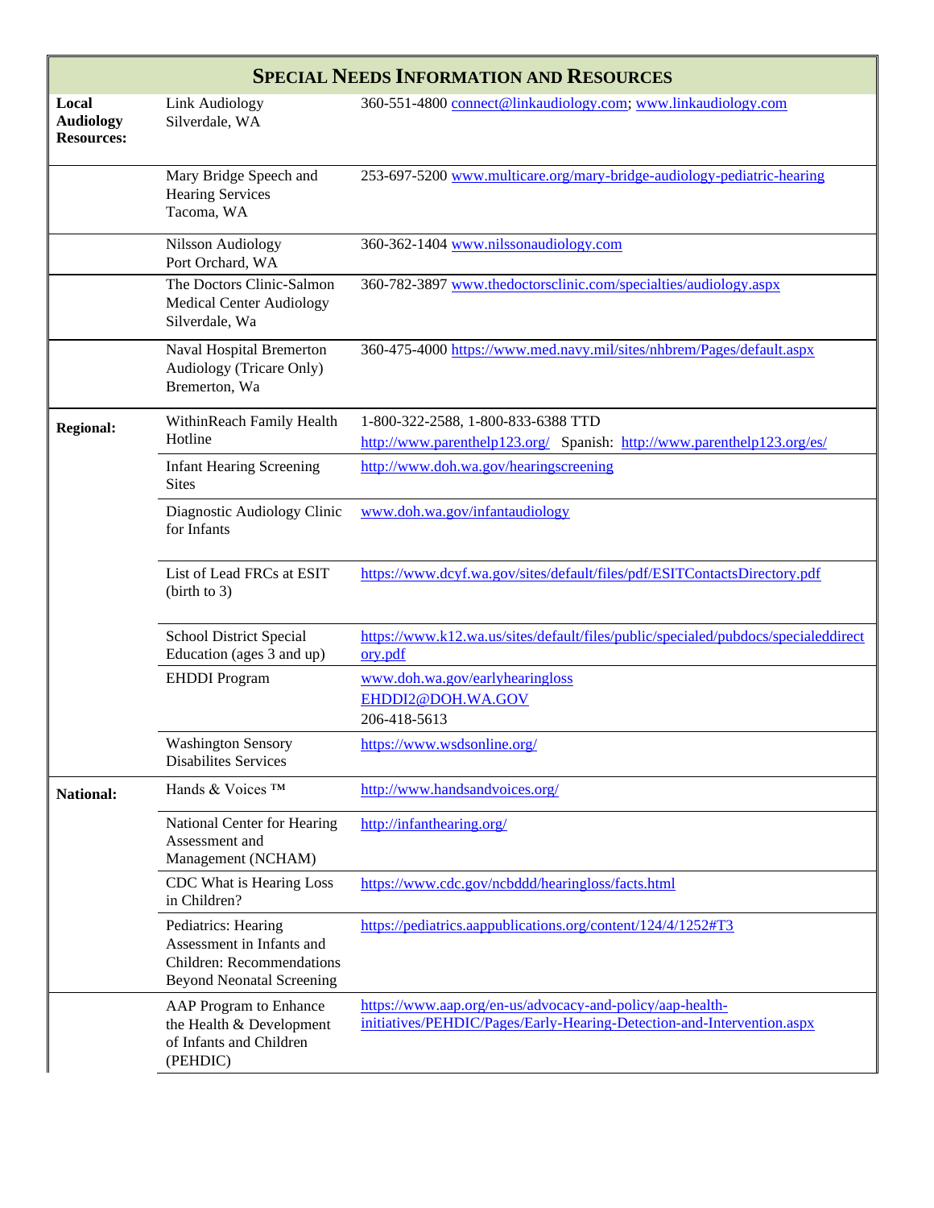| SPECIAL NEEDS INFORMATION AND RESOURCES | | |
|---|---|---|
| **Local Audiology Resources:** | Link Audiology<br>Silverdale, WA | 360-551-4800 connect@linkaudiology.com; www.linkaudiology.com |
| | Mary Bridge Speech and Hearing Services<br>Tacoma, WA | 253-697-5200 www.multicare.org/mary-bridge-audiology-pediatric-hearing |
| | Nilsson Audiology<br>Port Orchard, WA | 360-362-1404 www.nilssonaudiology.com |
| | The Doctors Clinic-Salmon Medical Center Audiology<br>Silverdale, Wa | 360-782-3897 www.thedoctorsclinic.com/specialties/audiology.aspx |
| | Naval Hospital Bremerton Audiology (Tricare Only)<br>Bremerton, Wa | 360-475-4000 https://www.med.navy.mil/sites/nhbrem/Pages/default.aspx |
| **Regional:** | WithinReach Family Health Hotline | 1-800-322-2588, 1-800-833-6388 TTD<br>http://www.parenthelp123.org/ Spanish: http://www.parenthelp123.org/es/ |
| | Infant Hearing Screening Sites | http://www.doh.wa.gov/hearingscreening |
| | Diagnostic Audiology Clinic for Infants | www.doh.wa.gov/infantaudiology |
| | List of Lead FRCs at ESIT (birth to 3) | https://www.dcyf.wa.gov/sites/default/files/pdf/ESITContactsDirectory.pdf |
| | School District Special Education (ages 3 and up) | https://www.k12.wa.us/sites/default/files/public/specialed/pubdocs/specialeddirectory.pdf |
| | EHDDI Program | www.doh.wa.gov/earlyhearingloss<br>EHDDI2@DOH.WA.GOV<br>206-418-5613 |
| | Washington Sensory Disabilites Services | https://www.wsdsonline.org/ |
| **National:** | Hands & Voices ™ | http://www.handsandvoices.org/ |
| | National Center for Hearing Assessment and Management (NCHAM) | http://infanthearing.org/ |
| | CDC What is Hearing Loss in Children? | https://www.cdc.gov/ncbddd/hearingloss/facts.html |
| | Pediatrics: Hearing Assessment in Infants and Children: Recommendations Beyond Neonatal Screening | https://pediatrics.aappublications.org/content/124/4/1252#T3 |
| | AAP Program to Enhance the Health & Development of Infants and Children (PEHDIC) | https://www.aap.org/en-us/advocacy-and-policy/aap-health-initiatives/PEHDIC/Pages/Early-Hearing-Detection-and-Intervention.aspx |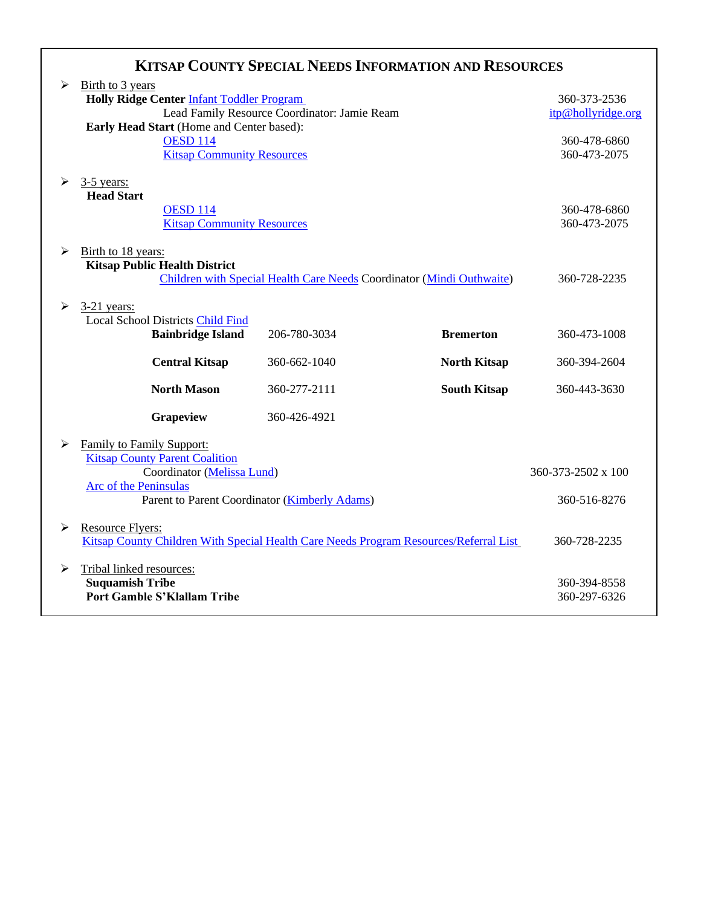## KITSAP COUNTY SPECIAL NEEDS INFORMATION AND RESOURCES

- Birth to 3 years
  - **Holly Ridge Center** Infant Toddler Program — 360-373-2536
    - Lead Family Resource Coordinator: Jamie Ream — itp@hollyridge.org
  - **Early Head Start** (Home and Center based):
    - OESD 114 — 360-478-6860
    - Kitsap Community Resources — 360-473-2075

- 3-5 years:
  - **Head Start**
    - OESD 114 — 360-478-6860
    - Kitsap Community Resources — 360-473-2075

- Birth to 18 years:
  - **Kitsap Public Health District**
    - Children with Special Health Care Needs Coordinator (Mindi Outhwaite) — 360-728-2235

- 3-21 years:
  - Local School Districts Child Find

| | | | |
|---|---|---|---|
| **Bainbridge Island** | 206-780-3034 | **Bremerton** | 360-473-1008 |
| **Central Kitsap** | 360-662-1040 | **North Kitsap** | 360-394-2604 |
| **North Mason** | 360-277-2111 | **South Kitsap** | 360-443-3630 |
| **Grapeview** | 360-426-4921 | | |

- Family to Family Support:
  - Kitsap County Parent Coalition
    - Coordinator (Melissa Lund) — 360-373-2502 x 100
  - Arc of the Peninsulas
    - Parent to Parent Coordinator (Kimberly Adams) — 360-516-8276

- Resource Flyers:
  - Kitsap County Children With Special Health Care Needs Program Resources/Referral List — 360-728-2235

- Tribal linked resources:
  - **Suquamish Tribe** — 360-394-8558
  - **Port Gamble S'Klallam Tribe** — 360-297-6326